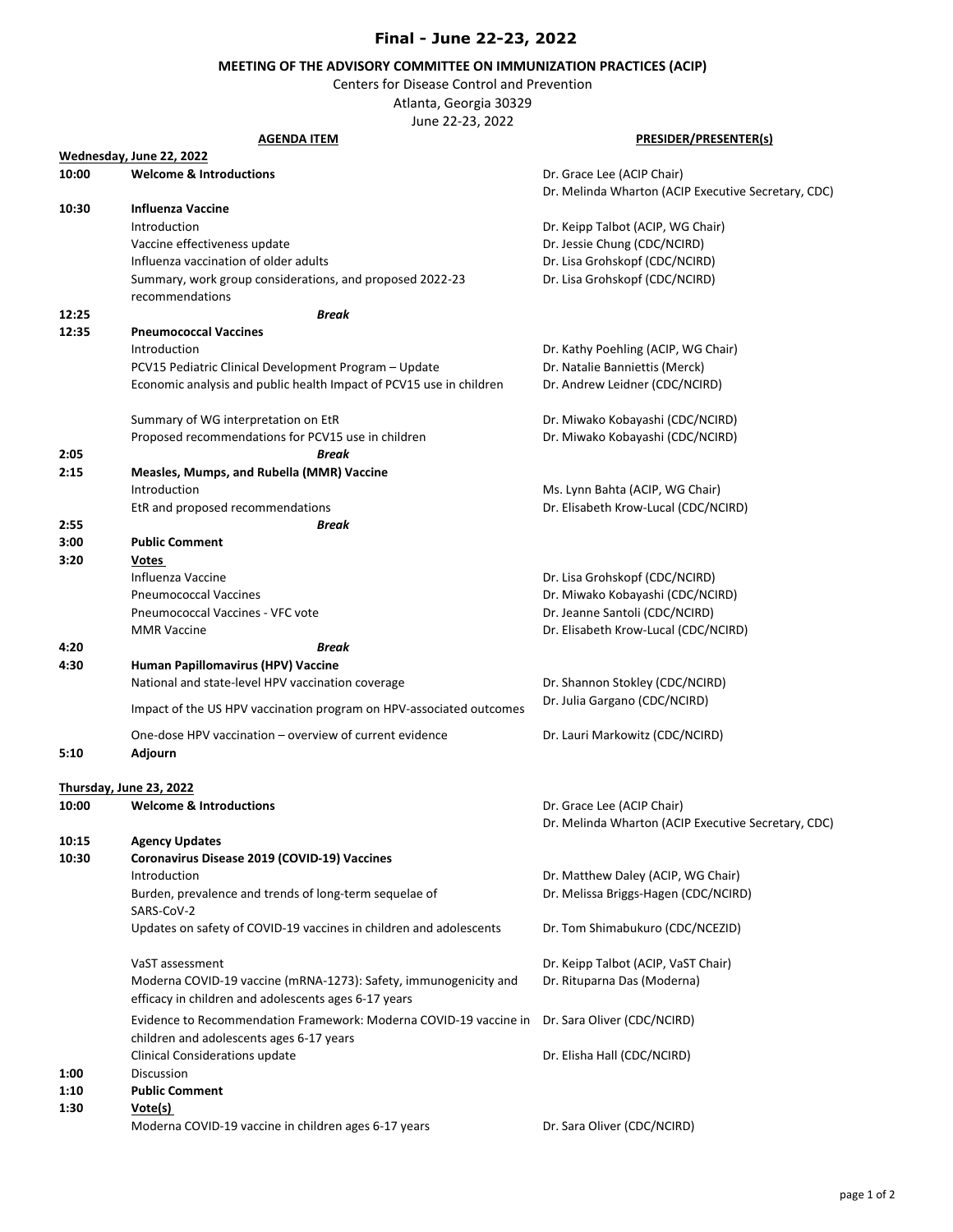# Final - June 22-23, 2022

## MEETING OF THE ADVISORY COMMITTEE ON IMMUNIZATION PRACTICES (ACIP)

Centers for Disease Control and Prevention
Atlanta, Georgia 30329
June 22-23, 2022

| | AGENDA ITEM | PRESIDER/PRESENTER(s) |
|---|---|---|
| **Wednesday, June 22, 2022** | | |
| **10:00** | **Welcome & Introductions** | Dr. Grace Lee (ACIP Chair)<br>Dr. Melinda Wharton (ACIP Executive Secretary, CDC) |
| **10:30** | **Influenza Vaccine** | |
| | Introduction | Dr. Keipp Talbot (ACIP, WG Chair) |
| | Vaccine effectiveness update | Dr. Jessie Chung (CDC/NCIRD) |
| | Influenza vaccination of older adults | Dr. Lisa Grohskopf (CDC/NCIRD) |
| | Summary, work group considerations, and proposed 2022-23 recommendations | Dr. Lisa Grohskopf (CDC/NCIRD) |
| **12:25** | ***Break*** | |
| **12:35** | **Pneumococcal Vaccines** | |
| | Introduction | Dr. Kathy Poehling (ACIP, WG Chair) |
| | PCV15 Pediatric Clinical Development Program – Update | Dr. Natalie Banniettis (Merck) |
| | Economic analysis and public health Impact of PCV15 use in children | Dr. Andrew Leidner (CDC/NCIRD) |
| | Summary of WG interpretation on EtR | Dr. Miwako Kobayashi (CDC/NCIRD) |
| | Proposed recommendations for PCV15 use in children | Dr. Miwako Kobayashi (CDC/NCIRD) |
| **2:05** | ***Break*** | |
| **2:15** | **Measles, Mumps, and Rubella (MMR) Vaccine** | |
| | Introduction | Ms. Lynn Bahta (ACIP, WG Chair) |
| | EtR and proposed recommendations | Dr. Elisabeth Krow-Lucal (CDC/NCIRD) |
| **2:55** | ***Break*** | |
| **3:00** | **Public Comment** | |
| **3:20** | **Votes** | |
| | Influenza Vaccine | Dr. Lisa Grohskopf (CDC/NCIRD) |
| | Pneumococcal Vaccines | Dr. Miwako Kobayashi (CDC/NCIRD) |
| | Pneumococcal Vaccines - VFC vote | Dr. Jeanne Santoli (CDC/NCIRD) |
| | MMR Vaccine | Dr. Elisabeth Krow-Lucal (CDC/NCIRD) |
| **4:20** | ***Break*** | |
| **4:30** | **Human Papillomavirus (HPV) Vaccine** | |
| | National and state-level HPV vaccination coverage | Dr. Shannon Stokley (CDC/NCIRD) |
| | Impact of the US HPV vaccination program on HPV-associated outcomes | Dr. Julia Gargano (CDC/NCIRD) |
| | One-dose HPV vaccination – overview of current evidence | Dr. Lauri Markowitz (CDC/NCIRD) |
| **5:10** | **Adjourn** | |
| **Thursday, June 23, 2022** | | |
| **10:00** | **Welcome & Introductions** | Dr. Grace Lee (ACIP Chair)<br>Dr. Melinda Wharton (ACIP Executive Secretary, CDC) |
| **10:15** | **Agency Updates** | |
| **10:30** | **Coronavirus Disease 2019 (COVID-19) Vaccines** | |
| | Introduction | Dr. Matthew Daley (ACIP, WG Chair) |
| | Burden, prevalence and trends of long-term sequelae of SARS-CoV-2 | Dr. Melissa Briggs-Hagen (CDC/NCIRD) |
| | Updates on safety of COVID-19 vaccines in children and adolescents | Dr. Tom Shimabukuro (CDC/NCEZID) |
| | VaST assessment | Dr. Keipp Talbot (ACIP, VaST Chair) |
| | Moderna COVID-19 vaccine (mRNA-1273): Safety, immunogenicity and efficacy in children and adolescents ages 6-17 years | Dr. Rituparna Das (Moderna) |
| | Evidence to Recommendation Framework: Moderna COVID-19 vaccine in children and adolescents ages 6-17 years | Dr. Sara Oliver (CDC/NCIRD) |
| | Clinical Considerations update | Dr. Elisha Hall (CDC/NCIRD) |
| **1:00** | Discussion | |
| **1:10** | **Public Comment** | |
| **1:30** | **Vote(s)** | |
| | Moderna COVID-19 vaccine in children ages 6-17 years | Dr. Sara Oliver (CDC/NCIRD) |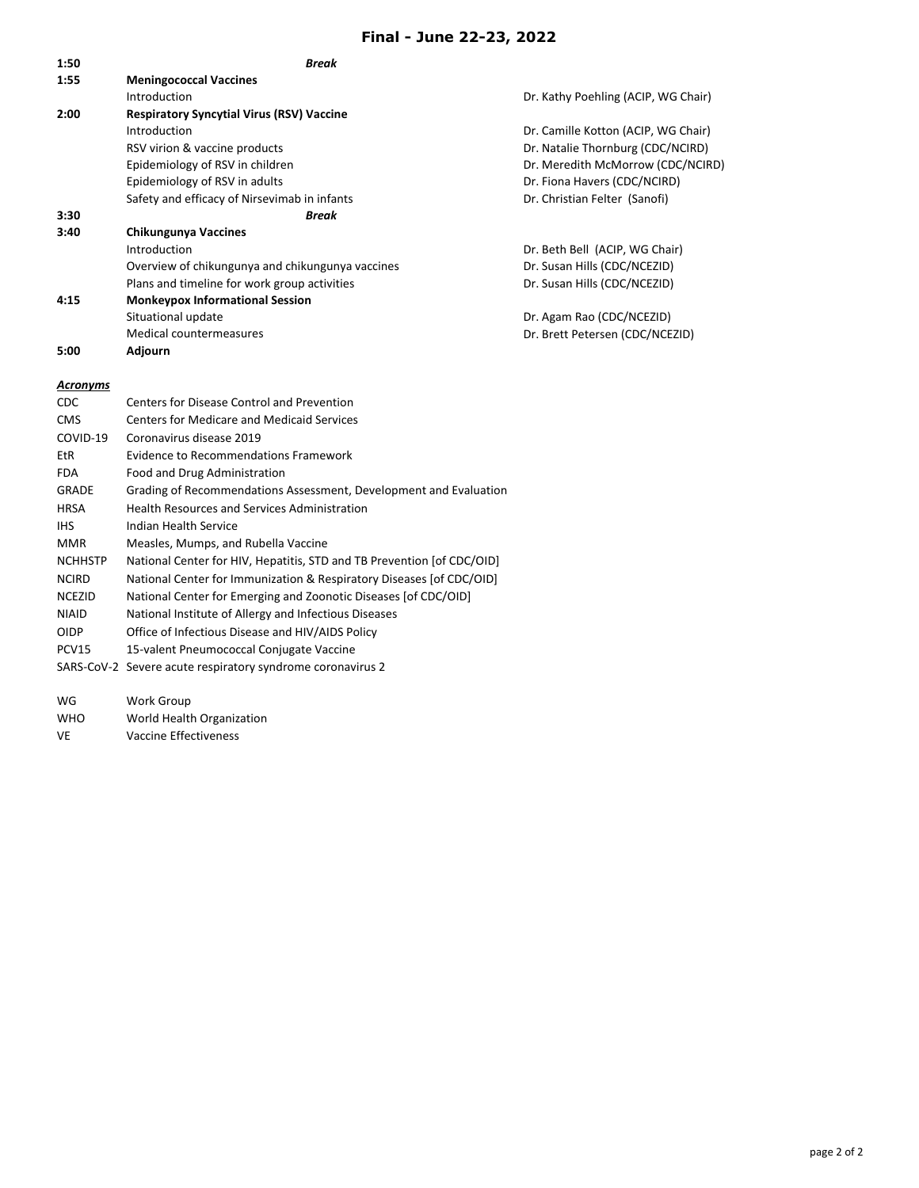**Final - June 22-23, 2022**

| | | |
|---|---|---|
| 1:50 | ***Break*** | |
| 1:55 | **Meningococcal Vaccines** | |
| | Introduction | Dr. Kathy Poehling (ACIP, WG Chair) |
| 2:00 | **Respiratory Syncytial Virus (RSV) Vaccine** | |
| | Introduction | Dr. Camille Kotton (ACIP, WG Chair) |
| | RSV virion & vaccine products | Dr. Natalie Thornburg (CDC/NCIRD) |
| | Epidemiology of RSV in children | Dr. Meredith McMorrow (CDC/NCIRD) |
| | Epidemiology of RSV in adults | Dr. Fiona Havers (CDC/NCIRD) |
| | Safety and efficacy of Nirsevimab in infants | Dr. Christian Felter (Sanofi) |
| 3:30 | ***Break*** | |
| 3:40 | **Chikungunya Vaccines** | |
| | Introduction | Dr. Beth Bell (ACIP, WG Chair) |
| | Overview of chikungunya and chikungunya vaccines | Dr. Susan Hills (CDC/NCEZID) |
| | Plans and timeline for work group activities | Dr. Susan Hills (CDC/NCEZID) |
| 4:15 | **Monkeypox Informational Session** | |
| | Situational update | Dr. Agam Rao (CDC/NCEZID) |
| | Medical countermeasures | Dr. Brett Petersen (CDC/NCEZID) |
| 5:00 | **Adjourn** | |

***Acronyms***

| | |
|---|---|
| CDC | Centers for Disease Control and Prevention |
| CMS | Centers for Medicare and Medicaid Services |
| COVID-19 | Coronavirus disease 2019 |
| EtR | Evidence to Recommendations Framework |
| FDA | Food and Drug Administration |
| GRADE | Grading of Recommendations Assessment, Development and Evaluation |
| HRSA | Health Resources and Services Administration |
| IHS | Indian Health Service |
| MMR | Measles, Mumps, and Rubella Vaccine |
| NCHHSTP | National Center for HIV, Hepatitis, STD and TB Prevention [of CDC/OID] |
| NCIRD | National Center for Immunization & Respiratory Diseases [of CDC/OID] |
| NCEZID | National Center for Emerging and Zoonotic Diseases [of CDC/OID] |
| NIAID | National Institute of Allergy and Infectious Diseases |
| OIDP | Office of Infectious Disease and HIV/AIDS Policy |
| PCV15 | 15-valent Pneumococcal Conjugate Vaccine |
| SARS-CoV-2 | Severe acute respiratory syndrome coronavirus 2 |
| WG | Work Group |
| WHO | World Health Organization |
| VE | Vaccine Effectiveness |